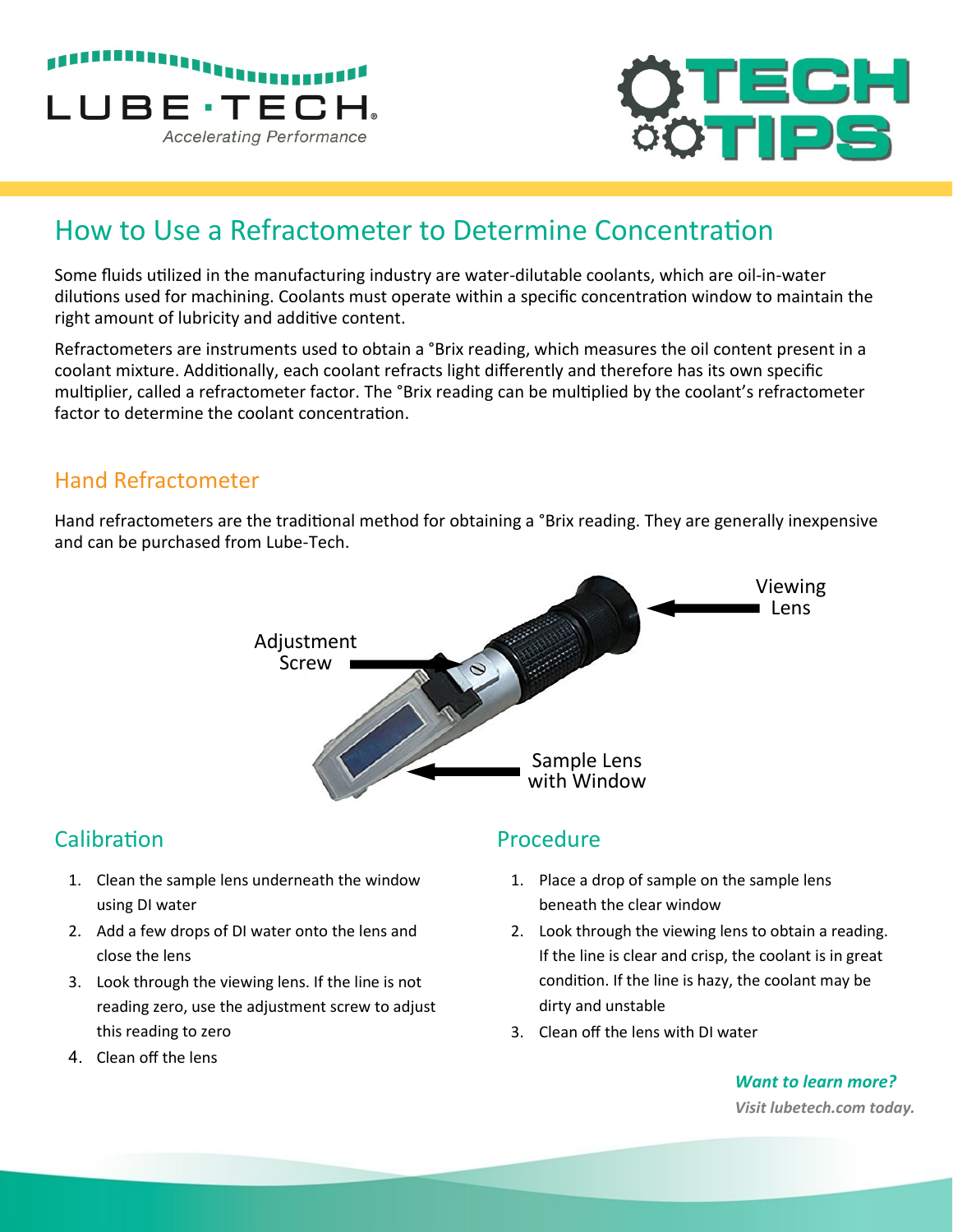# How to Use a Refractometer to Determine Concentration

Some fluids utilized in the manufacturing industry are water-dilutable coolants, which are oil-in-water dilutions used for machining. Coolants must operate within a specific concentration window to maintain the right amount of lubricity and additive content.

Refractometers are instruments used to obtain a °Brix reading, which measures the oil content present in a coolant mixture. Additionally, each coolant refracts light differently and therefore has its own specific multiplier, called a refractometer factor. The °Brix reading can be multiplied by the coolant's refractometer factor to determine the coolant concentration.

## Hand Refractometer

Hand refractometers are the traditional method for obtaining a °Brix reading. They are generally inexpensive and can be purchased from Lube-Tech.

Viewing Lens

Adjustment Screw

Sample Lens with Window

## Calibration

1. Clean the sample lens underneath the window using DI water
2. Add a few drops of DI water onto the lens and close the lens
3. Look through the viewing lens. If the line is not reading zero, use the adjustment screw to adjust this reading to zero
4. Clean off the lens

## Procedure

1. Place a drop of sample on the sample lens beneath the clear window
2. Look through the viewing lens to obtain a reading. If the line is clear and crisp, the coolant is in great condition. If the line is hazy, the coolant may be dirty and unstable
3. Clean off the lens with DI water

***Want to learn more?***

***Visit lubetech.com today.***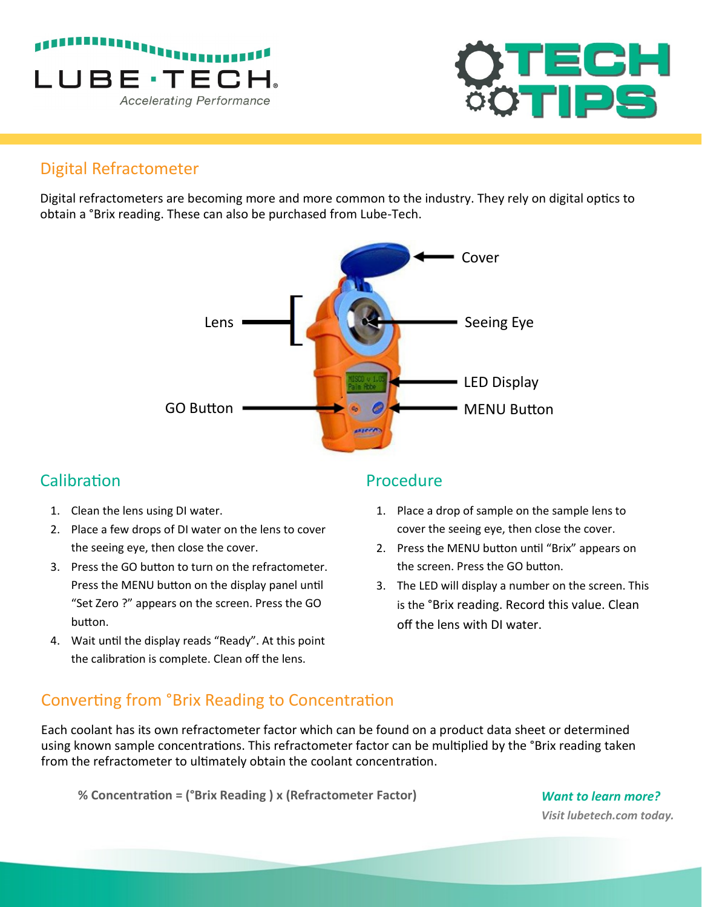## Digital Refractometer

Digital refractometers are becoming more and more common to the industry. They rely on digital optics to obtain a °Brix reading. These can also be purchased from Lube-Tech.

Cover

Lens

Seeing Eye

LED Display

GO Button

MENU Button

### Calibration

1. Clean the lens using DI water.
2. Place a few drops of DI water on the lens to cover the seeing eye, then close the cover.
3. Press the GO button to turn on the refractometer. Press the MENU button on the display panel until "Set Zero ?" appears on the screen. Press the GO button.
4. Wait until the display reads "Ready". At this point the calibration is complete. Clean off the lens.

### Procedure

1. Place a drop of sample on the sample lens to cover the seeing eye, then close the cover.
2. Press the MENU button until "Brix" appears on the screen. Press the GO button.
3. The LED will display a number on the screen. This is the °Brix reading. Record this value. Clean off the lens with DI water.

### Converting from °Brix Reading to Concentration

Each coolant has its own refractometer factor which can be found on a product data sheet or determined using known sample concentrations. This refractometer factor can be multiplied by the °Brix reading taken from the refractometer to ultimately obtain the coolant concentration.

**% Concentration = (°Brix Reading ) x (Refractometer Factor)**

***Want to learn more?***

*Visit lubetech.com today.*